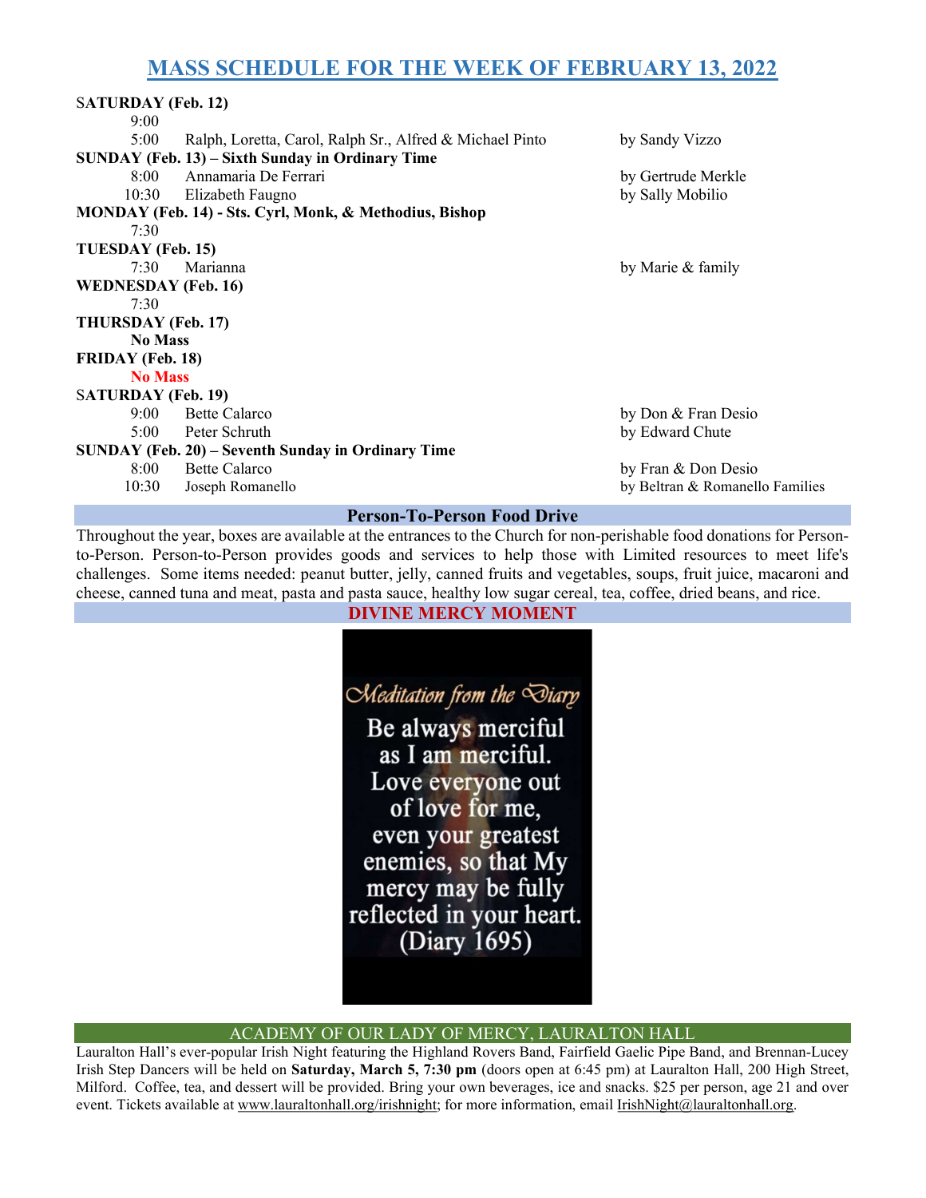# MASS SCHEDULE FOR THE WEEK OF FEBRUARY 13, 2022

**SATURDAY (Feb. 12)**

9:00

5:00 Ralph, Loretta, Carol, Ralph Sr., Alfred & Michael Pinto — by Sandy Vizzo

**SUNDAY (Feb. 13) – Sixth Sunday in Ordinary Time**

8:00 Annamaria De Ferrari — by Gertrude Merkle

10:30 Elizabeth Faugno — by Sally Mobilio

**MONDAY (Feb. 14) - Sts. Cyrl, Monk, & Methodius, Bishop**

7:30

**TUESDAY (Feb. 15)**

7:30 Marianna — by Marie & family

**WEDNESDAY (Feb. 16)**

7:30

**THURSDAY (Feb. 17)**

**No Mass**

**FRIDAY (Feb. 18)**

**No Mass**

**SATURDAY (Feb. 19)**

9:00 Bette Calarco — by Don & Fran Desio

5:00 Peter Schruth — by Edward Chute

**SUNDAY (Feb. 20) – Seventh Sunday in Ordinary Time**

8:00 Bette Calarco — by Fran & Don Desio

10:30 Joseph Romanello — by Beltran & Romanello Families

## Person-To-Person Food Drive

Throughout the year, boxes are available at the entrances to the Church for non-perishable food donations for Person-to-Person. Person-to-Person provides goods and services to help those with Limited resources to meet life's challenges. Some items needed: peanut butter, jelly, canned fruits and vegetables, soups, fruit juice, macaroni and cheese, canned tuna and meat, pasta and pasta sauce, healthy low sugar cereal, tea, coffee, dried beans, and rice.

## DIVINE MERCY MOMENT

*Meditation from the Diary*

Be always merciful as I am merciful. Love everyone out of love for me, even your greatest enemies, so that My mercy may be fully reflected in your heart. (Diary 1695)

## ACADEMY OF OUR LADY OF MERCY, LAURALTON HALL

Lauralton Hall's ever-popular Irish Night featuring the Highland Rovers Band, Fairfield Gaelic Pipe Band, and Brennan-Lucey Irish Step Dancers will be held on **Saturday, March 5, 7:30 pm** (doors open at 6:45 pm) at Lauralton Hall, 200 High Street, Milford. Coffee, tea, and dessert will be provided. Bring your own beverages, ice and snacks. $25 per person, age 21 and over event. Tickets available at www.lauraltonhall.org/irishnight; for more information, email IrishNight@lauraltonhall.org.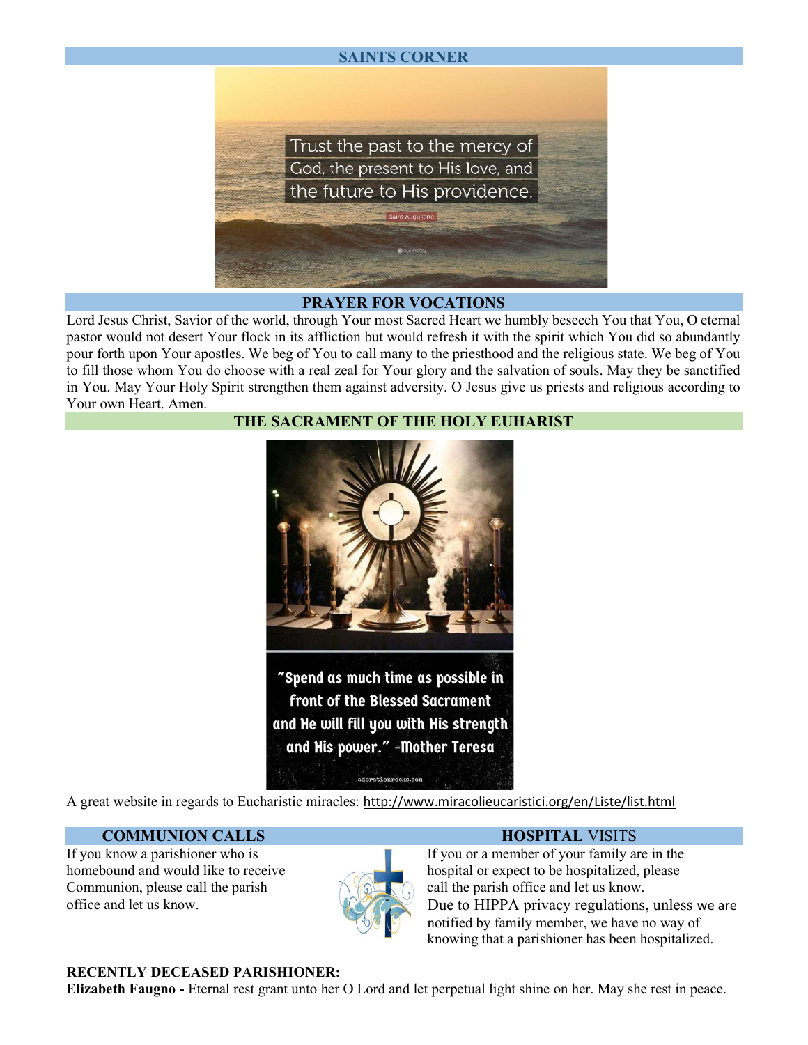## SAINTS CORNER

Trust the past to the mercy of God, the present to His love, and the future to His providence.

Saint Augustine

## PRAYER FOR VOCATIONS

Lord Jesus Christ, Savior of the world, through Your most Sacred Heart we humbly beseech You that You, O eternal pastor would not desert Your flock in its affliction but would refresh it with the spirit which You did so abundantly pour forth upon Your apostles. We beg of You to call many to the priesthood and the religious state. We beg of You to fill those whom You do choose with a real zeal for Your glory and the salvation of souls. May they be sanctified in You. May Your Holy Spirit strengthen them against adversity. O Jesus give us priests and religious according to Your own Heart. Amen.

## THE SACRAMENT OF THE HOLY EUHARIST

"Spend as much time as possible in front of the Blessed Sacrament and He will fill you with His strength and His power." -Mother Teresa

adorationrocks.com

A great website in regards to Eucharistic miracles: http://www.miracolieucaristici.org/en/Liste/list.html

## COMMUNION CALLS

If you know a parishioner who is homebound and would like to receive Communion, please call the parish office and let us know.

## HOSPITAL VISITS

If you or a member of your family are in the hospital or expect to be hospitalized, please call the parish office and let us know.
Due to HIPPA privacy regulations, unless we are notified by family member, we have no way of knowing that a parishioner has been hospitalized.

**RECENTLY DECEASED PARISHIONER:**

**Elizabeth Faugno -** Eternal rest grant unto her O Lord and let perpetual light shine on her. May she rest in peace.